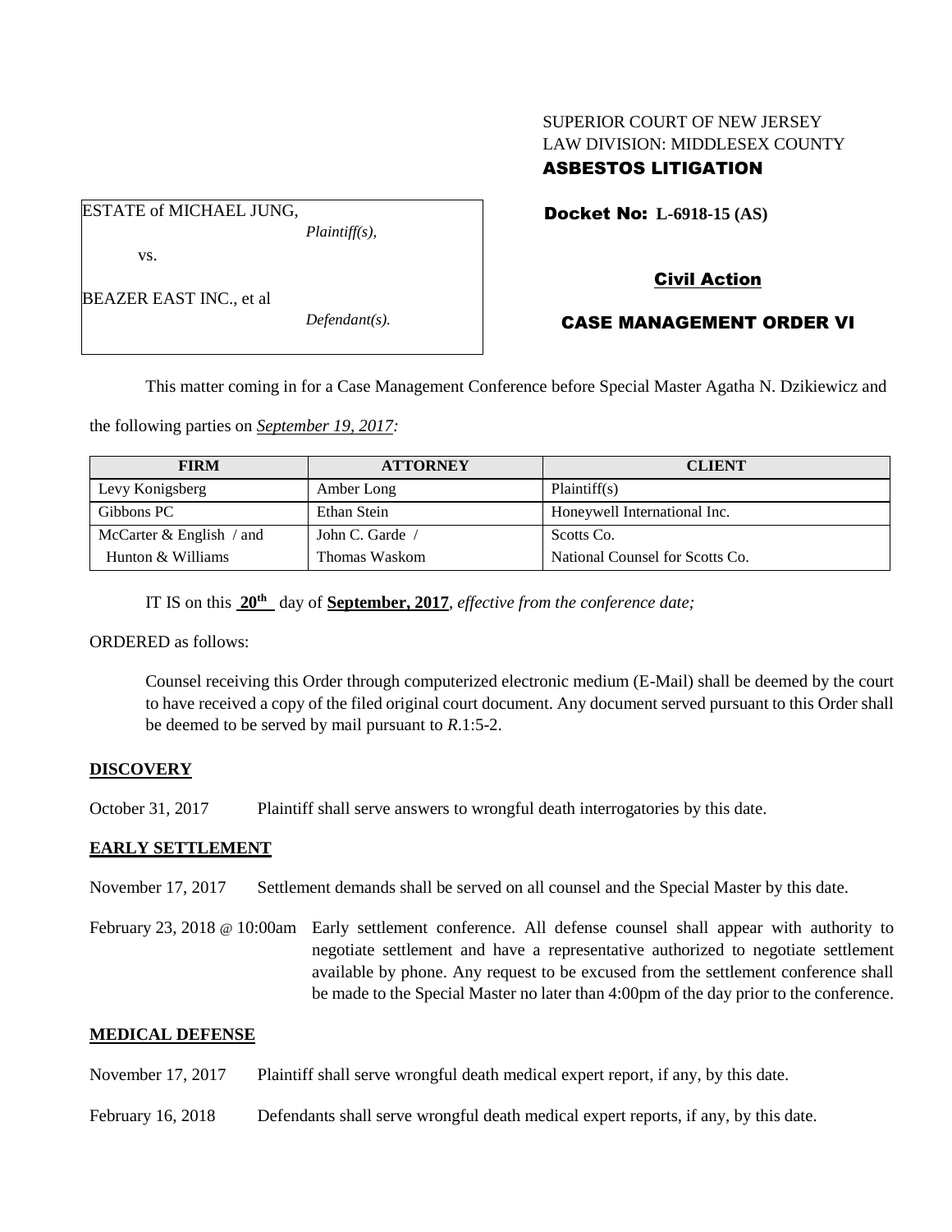SUPERIOR COURT OF NEW JERSEY
LAW DIVISION: MIDDLESEX COUNTY
**ASBESTOS LITIGATION**

ESTATE of MICHAEL JUNG,
*Plaintiff(s),*

vs.

BEAZER EAST INC., et al
*Defendant(s).*

**Docket No: L-6918-15 (AS)**

**Civil Action**

**CASE MANAGEMENT ORDER VI**

This matter coming in for a Case Management Conference before Special Master Agatha N. Dzikiewicz and the following parties on ***September 19, 2017:***

| FIRM | ATTORNEY | CLIENT |
|---|---|---|
| Levy Konigsberg | Amber Long | Plaintiff(s) |
| Gibbons PC | Ethan Stein | Honeywell International Inc. |
| McCarter & English / and Hunton & Williams | John C. Garde / Thomas Waskom | Scotts Co. National Counsel for Scotts Co. |

IT IS on this **20th** day of **September, 2017**, *effective from the conference date;*

ORDERED as follows:

Counsel receiving this Order through computerized electronic medium (E-Mail) shall be deemed by the court to have received a copy of the filed original court document. Any document served pursuant to this Order shall be deemed to be served by mail pursuant to *R*.1:5-2.

## DISCOVERY

October 31, 2017 Plaintiff shall serve answers to wrongful death interrogatories by this date.

## EARLY SETTLEMENT

November 17, 2017 Settlement demands shall be served on all counsel and the Special Master by this date.

February 23, 2018 @ 10:00am Early settlement conference. All defense counsel shall appear with authority to negotiate settlement and have a representative authorized to negotiate settlement available by phone. Any request to be excused from the settlement conference shall be made to the Special Master no later than 4:00pm of the day prior to the conference.

## MEDICAL DEFENSE

November 17, 2017 Plaintiff shall serve wrongful death medical expert report, if any, by this date.

February 16, 2018 Defendants shall serve wrongful death medical expert reports, if any, by this date.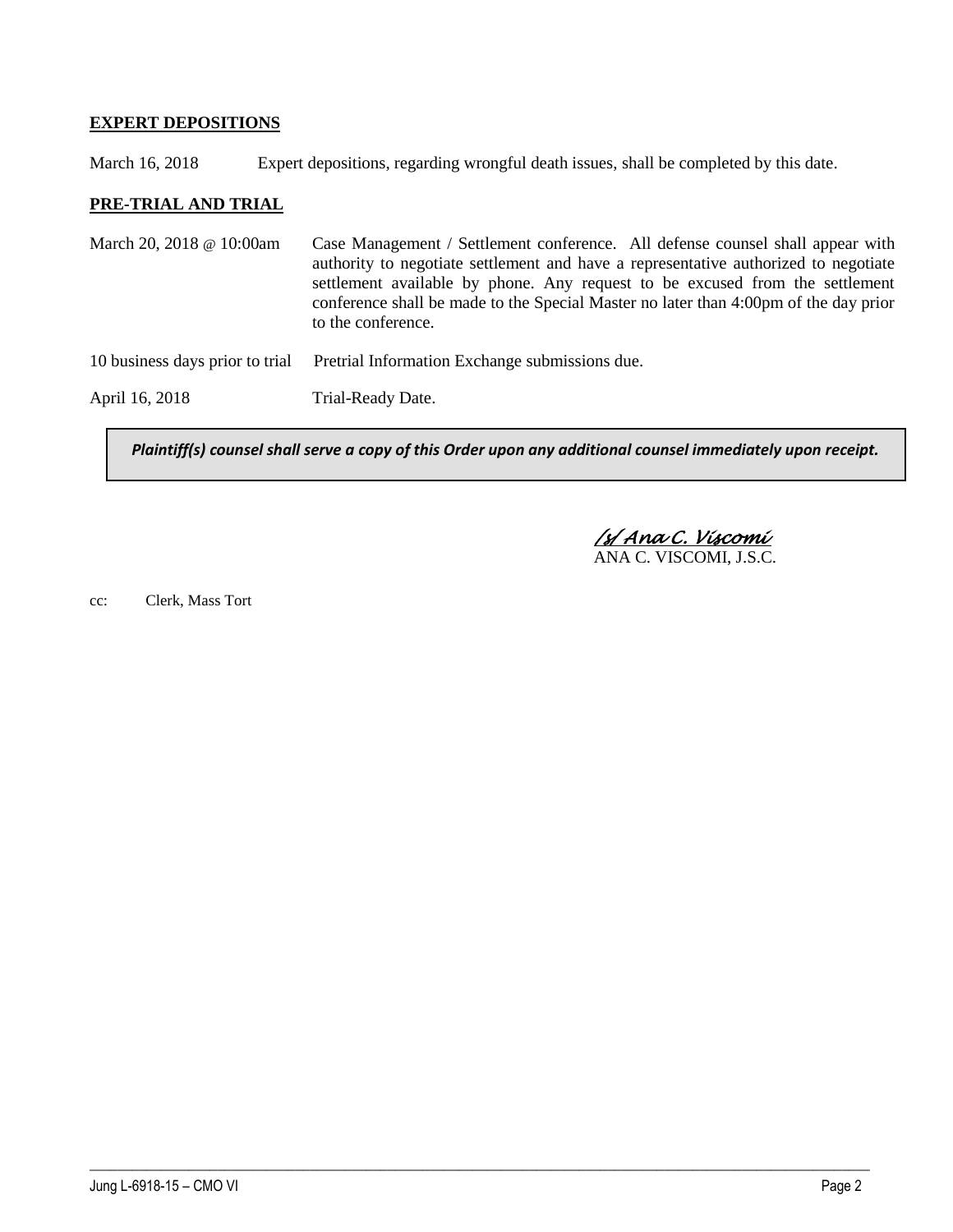**EXPERT DEPOSITIONS**

March 16, 2018 Expert depositions, regarding wrongful death issues, shall be completed by this date.

**PRE-TRIAL AND TRIAL**

| | |
|---|---|
| March 20, 2018 @ 10:00am | Case Management / Settlement conference. All defense counsel shall appear with authority to negotiate settlement and have a representative authorized to negotiate settlement available by phone. Any request to be excused from the settlement conference shall be made to the Special Master no later than 4:00pm of the day prior to the conference. |
| 10 business days prior to trial | Pretrial Information Exchange submissions due. |
| April 16, 2018 | Trial-Ready Date. |

***Plaintiff(s) counsel shall serve a copy of this Order upon any additional counsel immediately upon receipt.***

/s/ Ana C. Viscomi
ANA C. VISCOMI, J.S.C.

cc: Clerk, Mass Tort